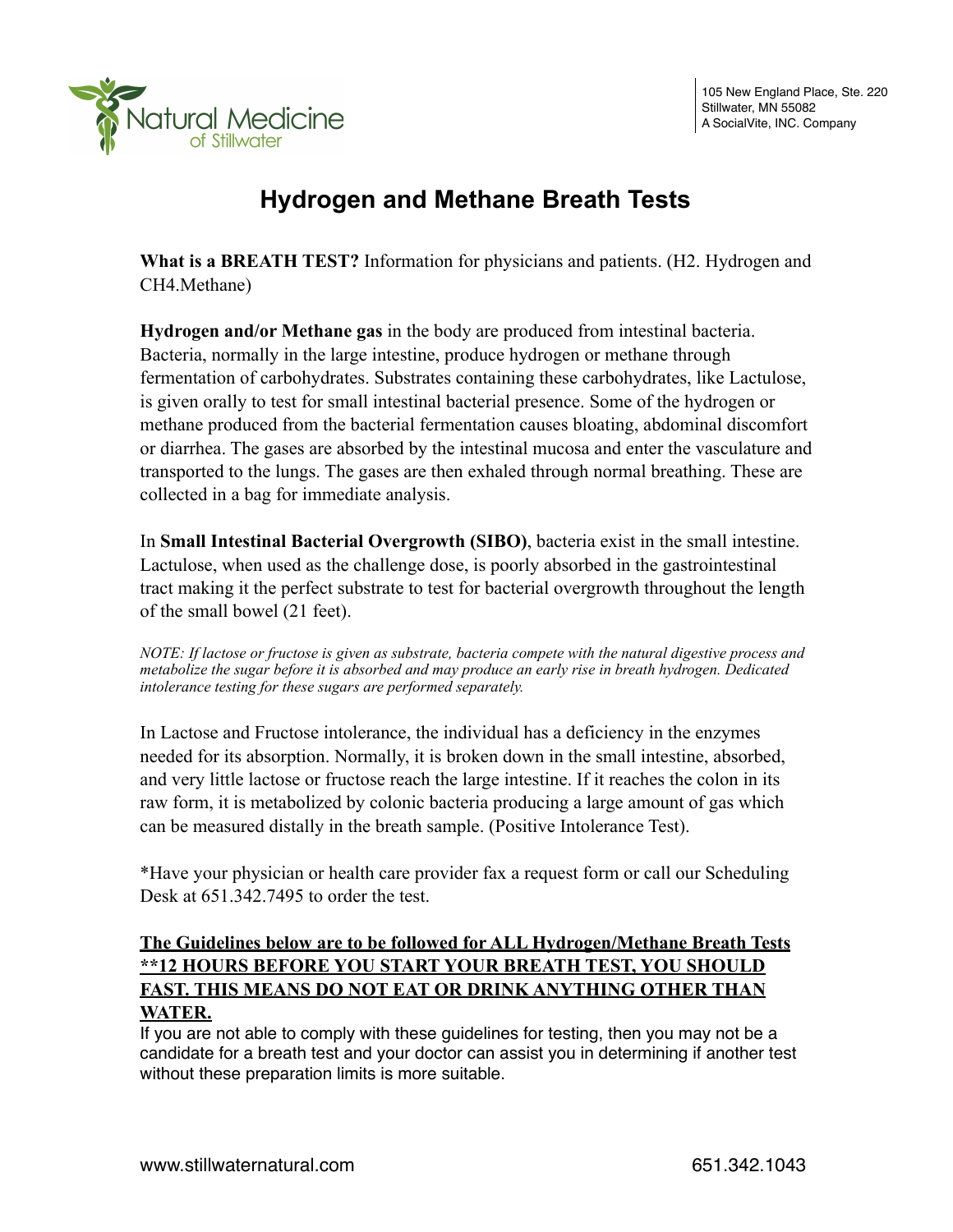105 New England Place, Ste. 220
Stillwater, MN 55082
A SocialVite, INC. Company

# Hydrogen and Methane Breath Tests

**What is a BREATH TEST?** Information for physicians and patients. (H2. Hydrogen and CH4.Methane)

**Hydrogen and/or Methane gas** in the body are produced from intestinal bacteria. Bacteria, normally in the large intestine, produce hydrogen or methane through fermentation of carbohydrates. Substrates containing these carbohydrates, like Lactulose, is given orally to test for small intestinal bacterial presence. Some of the hydrogen or methane produced from the bacterial fermentation causes bloating, abdominal discomfort or diarrhea. The gases are absorbed by the intestinal mucosa and enter the vasculature and transported to the lungs. The gases are then exhaled through normal breathing. These are collected in a bag for immediate analysis.

In **Small Intestinal Bacterial Overgrowth (SIBO)**, bacteria exist in the small intestine. Lactulose, when used as the challenge dose, is poorly absorbed in the gastrointestinal tract making it the perfect substrate to test for bacterial overgrowth throughout the length of the small bowel (21 feet).

*NOTE: If lactose or fructose is given as substrate, bacteria compete with the natural digestive process and metabolize the sugar before it is absorbed and may produce an early rise in breath hydrogen. Dedicated intolerance testing for these sugars are performed separately.*

In Lactose and Fructose intolerance, the individual has a deficiency in the enzymes needed for its absorption. Normally, it is broken down in the small intestine, absorbed, and very little lactose or fructose reach the large intestine. If it reaches the colon in its raw form, it is metabolized by colonic bacteria producing a large amount of gas which can be measured distally in the breath sample. (Positive Intolerance Test).

*Have your physician or health care provider fax a request form or call our Scheduling Desk at 651.342.7495 to order the test.

**The Guidelines below are to be followed for ALL Hydrogen/Methane Breath Tests**
****12 HOURS BEFORE YOU START YOUR BREATH TEST, YOU SHOULD FAST. THIS MEANS DO NOT EAT OR DRINK ANYTHING OTHER THAN WATER.**

If you are not able to comply with these guidelines for testing, then you may not be a candidate for a breath test and your doctor can assist you in determining if another test without these preparation limits is more suitable.

www.stillwaternatural.com 651.342.1043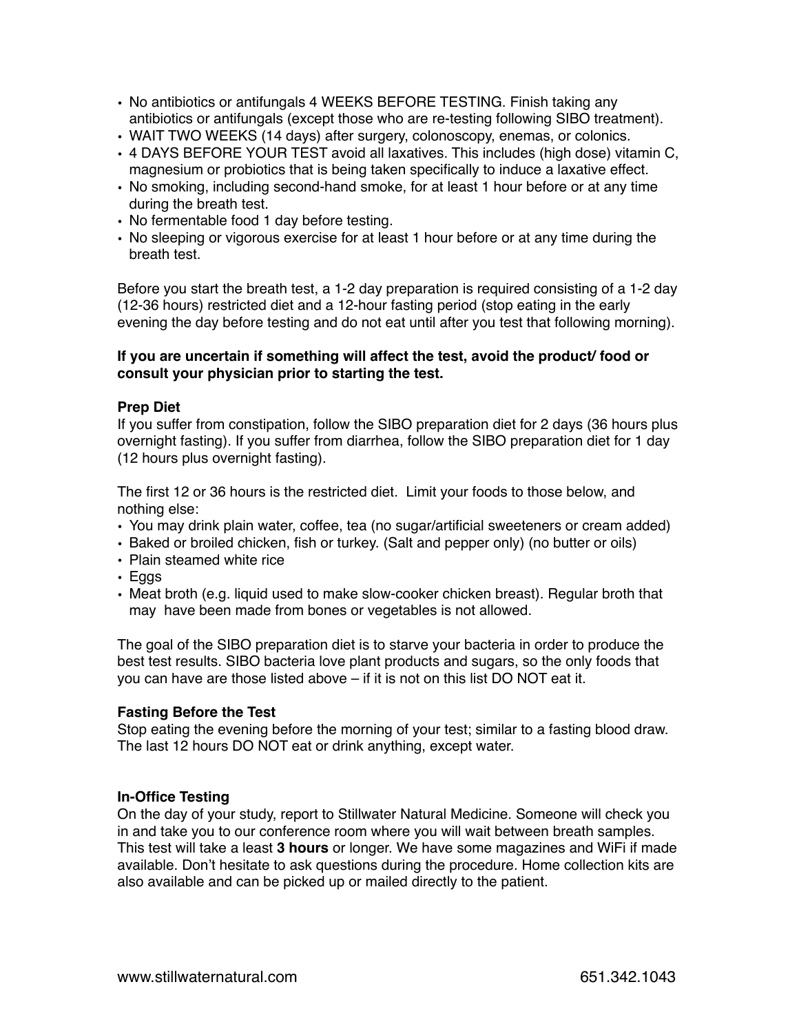- No antibiotics or antifungals 4 WEEKS BEFORE TESTING. Finish taking any antibiotics or antifungals (except those who are re-testing following SIBO treatment).
- WAIT TWO WEEKS (14 days) after surgery, colonoscopy, enemas, or colonics.
- 4 DAYS BEFORE YOUR TEST avoid all laxatives. This includes (high dose) vitamin C, magnesium or probiotics that is being taken specifically to induce a laxative effect.
- No smoking, including second-hand smoke, for at least 1 hour before or at any time during the breath test.
- No fermentable food 1 day before testing.
- No sleeping or vigorous exercise for at least 1 hour before or at any time during the breath test.

Before you start the breath test, a 1-2 day preparation is required consisting of a 1-2 day (12-36 hours) restricted diet and a 12-hour fasting period (stop eating in the early evening the day before testing and do not eat until after you test that following morning).

**If you are uncertain if something will affect the test, avoid the product/ food or consult your physician prior to starting the test.**

**Prep Diet**

If you suffer from constipation, follow the SIBO preparation diet for 2 days (36 hours plus overnight fasting). If you suffer from diarrhea, follow the SIBO preparation diet for 1 day (12 hours plus overnight fasting).

The first 12 or 36 hours is the restricted diet. Limit your foods to those below, and nothing else:

- You may drink plain water, coffee, tea (no sugar/artificial sweeteners or cream added)
- Baked or broiled chicken, fish or turkey. (Salt and pepper only) (no butter or oils)
- Plain steamed white rice
- Eggs
- Meat broth (e.g. liquid used to make slow-cooker chicken breast). Regular broth that may have been made from bones or vegetables is not allowed.

The goal of the SIBO preparation diet is to starve your bacteria in order to produce the best test results. SIBO bacteria love plant products and sugars, so the only foods that you can have are those listed above – if it is not on this list DO NOT eat it.

**Fasting Before the Test**

Stop eating the evening before the morning of your test; similar to a fasting blood draw. The last 12 hours DO NOT eat or drink anything, except water.

**In-Office Testing**

On the day of your study, report to Stillwater Natural Medicine. Someone will check you in and take you to our conference room where you will wait between breath samples. This test will take a least **3 hours** or longer. We have some magazines and WiFi if made available. Don't hesitate to ask questions during the procedure. Home collection kits are also available and can be picked up or mailed directly to the patient.